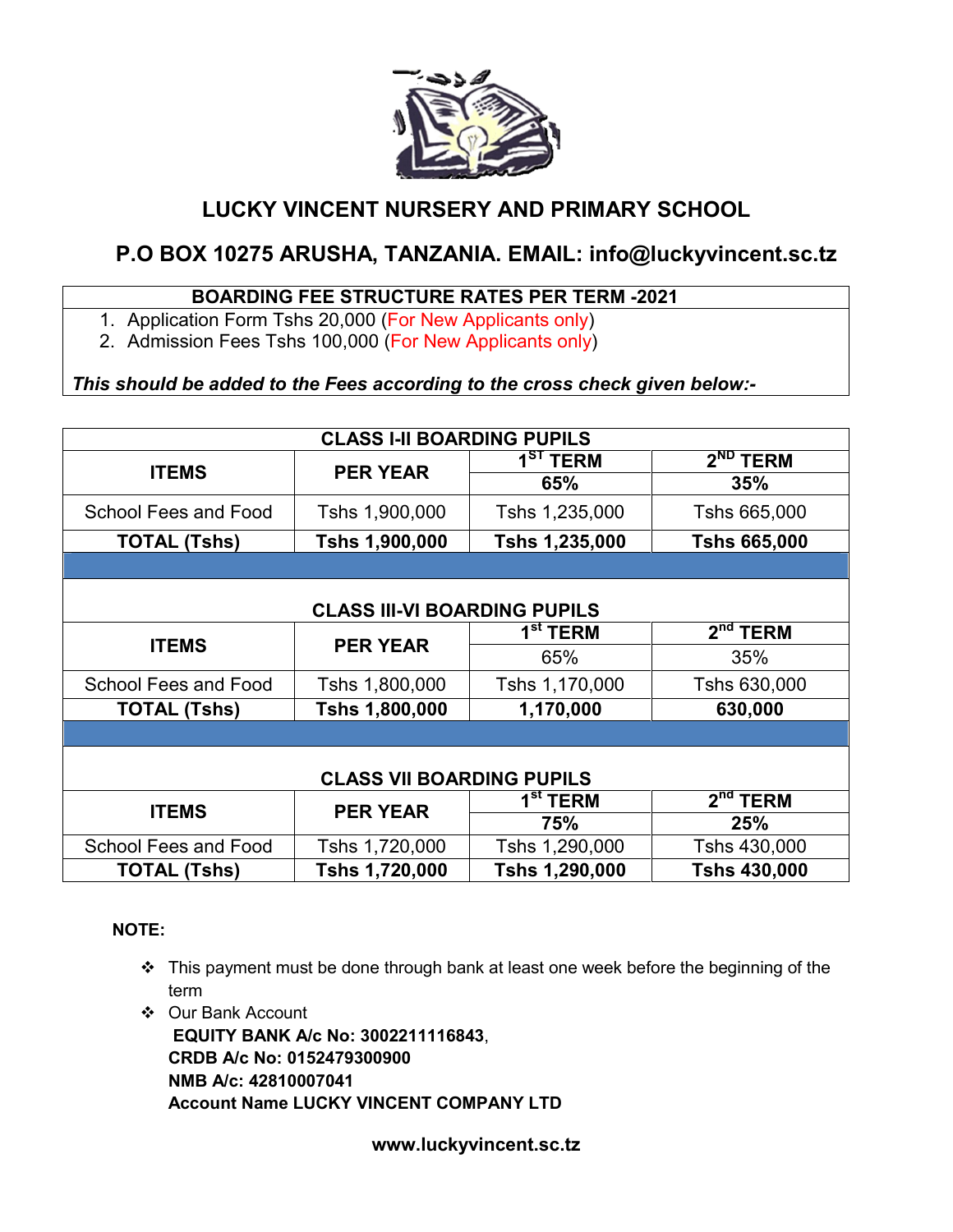# LUCKY VINCENT NURSERY AND PRIMARY SCHOOL

## P.O BOX 10275 ARUSHA, TANZANIA. EMAIL: info@luckyvincent.sc.tz

**BOARDING FEE STRUCTURE RATES PER TERM -2021**

1. Application Form Tshs 20,000 (For New Applicants only)
2. Admission Fees Tshs 100,000 (For New Applicants only)

***This should be added to the Fees according to the cross check given below:-***

**CLASS I-II BOARDING PUPILS**

| ITEMS | PER YEAR | 1ST TERM | 2ND TERM |
|---|---|---|---|
| | | 65% | 35% |
| School Fees and Food | Tshs 1,900,000 | Tshs 1,235,000 | Tshs 665,000 |
| **TOTAL (Tshs)** | **Tshs 1,900,000** | **Tshs 1,235,000** | **Tshs 665,000** |

**CLASS III-VI BOARDING PUPILS**

| ITEMS | PER YEAR | 1st TERM | 2nd TERM |
|---|---|---|---|
| | | 65% | 35% |
| School Fees and Food | Tshs 1,800,000 | Tshs 1,170,000 | Tshs 630,000 |
| **TOTAL (Tshs)** | **Tshs 1,800,000** | **1,170,000** | **630,000** |

**CLASS VII BOARDING PUPILS**

| ITEMS | PER YEAR | 1st TERM | 2nd TERM |
|---|---|---|---|
| | | 75% | 25% |
| School Fees and Food | Tshs 1,720,000 | Tshs 1,290,000 | Tshs 430,000 |
| **TOTAL (Tshs)** | **Tshs 1,720,000** | **Tshs 1,290,000** | **Tshs 430,000** |

**NOTE:**

- This payment must be done through bank at least one week before the beginning of the term
- Our Bank Account
  **EQUITY BANK A/c No: 3002211116843**,
  **CRDB A/c No: 0152479300900**
  **NMB A/c: 42810007041**
  **Account Name LUCKY VINCENT COMPANY LTD**

**www.luckyvincent.sc.tz**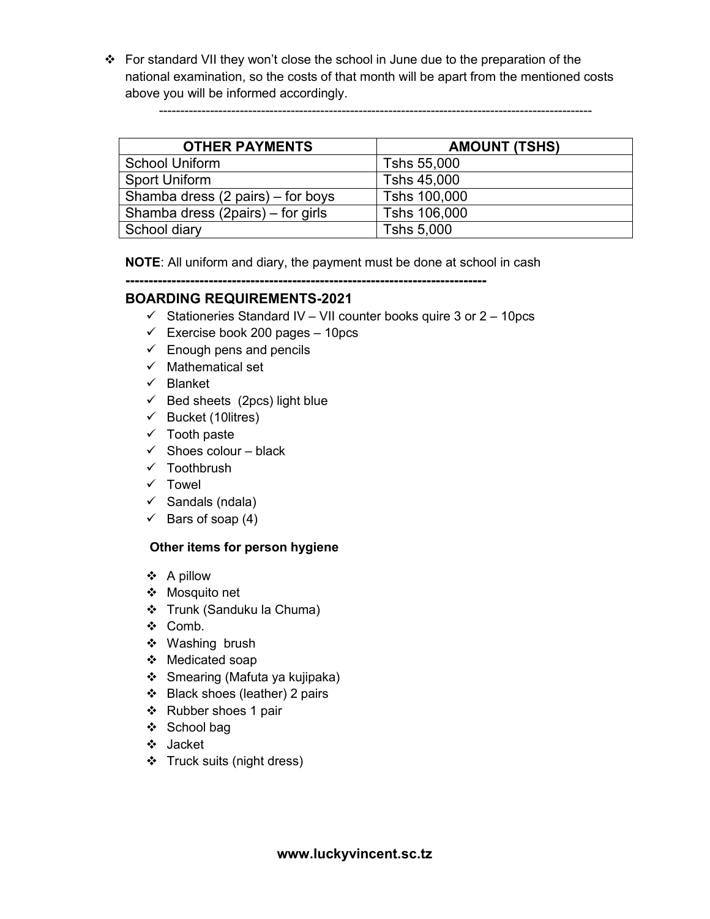- For standard VII they won't close the school in June due to the preparation of the national examination, so the costs of that month will be apart from the mentioned costs above you will be informed accordingly.

---

| OTHER PAYMENTS | AMOUNT (TSHS) |
|---|---|
| School Uniform | Tshs 55,000 |
| Sport Uniform | Tshs 45,000 |
| Shamba dress (2 pairs) – for boys | Tshs 100,000 |
| Shamba dress (2pairs) – for girls | Tshs 106,000 |
| School diary | Tshs 5,000 |

**NOTE**: All uniform and diary, the payment must be done at school in cash

---

## BOARDING REQUIREMENTS-2021

- ✓ Stationeries Standard IV – VII counter books quire 3 or 2 – 10pcs
- ✓ Exercise book 200 pages – 10pcs
- ✓ Enough pens and pencils
- ✓ Mathematical set
- ✓ Blanket
- ✓ Bed sheets (2pcs) light blue
- ✓ Bucket (10litres)
- ✓ Tooth paste
- ✓ Shoes colour – black
- ✓ Toothbrush
- ✓ Towel
- ✓ Sandals (ndala)
- ✓ Bars of soap (4)

**Other items for person hygiene**

- A pillow
- Mosquito net
- Trunk (Sanduku la Chuma)
- Comb.
- Washing brush
- Medicated soap
- Smearing (Mafuta ya kujipaka)
- Black shoes (leather) 2 pairs
- Rubber shoes 1 pair
- School bag
- Jacket
- Truck suits (night dress)

**www.luckyvincent.sc.tz**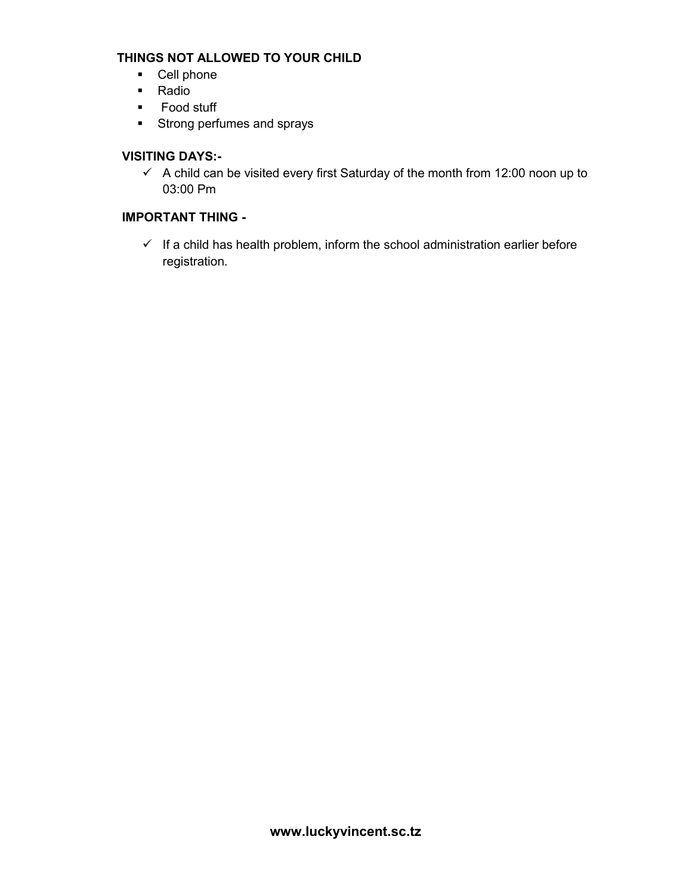**THINGS NOT ALLOWED TO YOUR CHILD**

- Cell phone
- Radio
- Food stuff
- Strong perfumes and sprays

**VISITING DAYS:-**

- ✓ A child can be visited every first Saturday of the month from 12:00 noon up to 03:00 Pm

**IMPORTANT THING -**

- ✓ If a child has health problem, inform the school administration earlier before registration.

**www.luckyvincent.sc.tz**